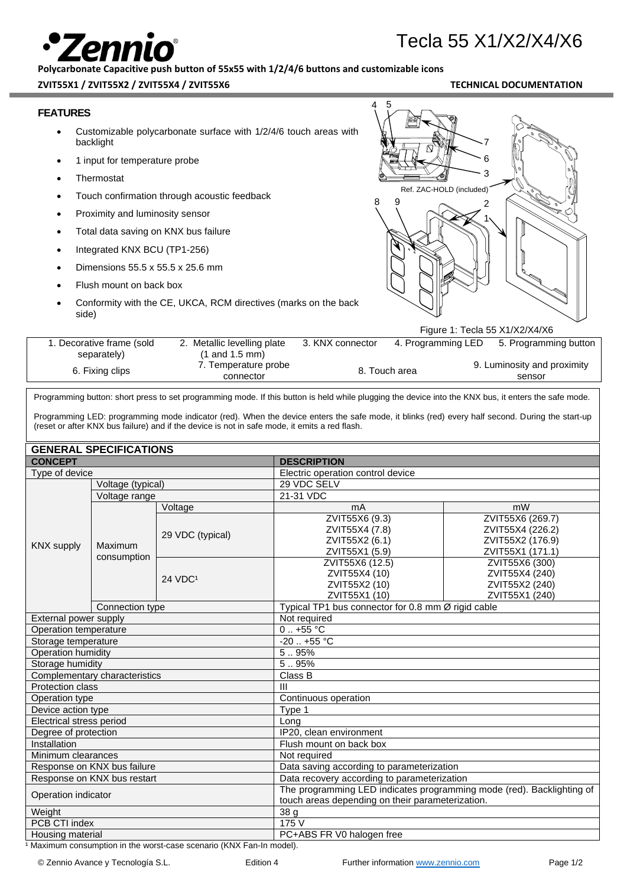# Tecla 55 X1/X2/X4/X6

**Polycarbonate Capacitive push button of 55x55 with 1/2/4/6 buttons and customizable icons**

**ZVIT55X1 / ZVIT55X2 / ZVIT55X4 / ZVIT55X6** **TECHNICAL DOCUMENTATION**

## FEATURES

- Customizable polycarbonate surface with 1/2/4/6 touch areas with backlight
- 1 input for temperature probe
- Thermostat
- Touch confirmation through acoustic feedback
- Proximity and luminosity sensor
- Total data saving on KNX bus failure
- Integrated KNX BCU (TP1-256)
- Dimensions 55.5 x 55.5 x 25.6 mm
- Flush mount on back box
- Conformity with the CE, UKCA, RCM directives (marks on the back side)

Ref. ZAC-HOLD (included)

Figure 1: Tecla 55 X1/X2/X4/X6

| 1. Decorative frame (sold separately) | 2. Metallic levelling plate (1 and 1.5 mm) | 3. KNX connector | 4. Programming LED | 5. Programming button |
|---|---|---|---|---|
| 6. Fixing clips | 7. Temperature probe connector | 8. Touch area | | 9. Luminosity and proximity sensor |

Programming button: short press to set programming mode. If this button is held while plugging the device into the KNX bus, it enters the safe mode.

Programming LED: programming mode indicator (red). When the device enters the safe mode, it blinks (red) every half second. During the start-up (reset or after KNX bus failure) and if the device is not in safe mode, it emits a red flash.

## GENERAL SPECIFICATIONS

| CONCEPT | | | DESCRIPTION | |
|---|---|---|---|---|
| Type of device | | | Electric operation control device | |
| KNX supply | Voltage (typical) | | 29 VDC SELV | |
| | Voltage range | | 21-31 VDC | |
| | Maximum consumption | Voltage | mA | mW |
| | | 29 VDC (typical) | ZVIT55X6 (9.3)<br>ZVIT55X4 (7.8)<br>ZVIT55X2 (6.1)<br>ZVIT55X1 (5.9) | ZVIT55X6 (269.7)<br>ZVIT55X4 (226.2)<br>ZVIT55X2 (176.9)<br>ZVIT55X1 (171.1) |
| | | 24 VDC[1] | ZVIT55X6 (12.5)<br>ZVIT55X4 (10)<br>ZVIT55X2 (10)<br>ZVIT55X1 (10) | ZVIT55X6 (300)<br>ZVIT55X4 (240)<br>ZVIT55X2 (240)<br>ZVIT55X1 (240) |
| | Connection type | | Typical TP1 bus connector for 0.8 mm Ø rigid cable | |
| External power supply | | | Not required | |
| Operation temperature | | | 0 .. +55 °C | |
| Storage temperature | | | -20 .. +55 °C | |
| Operation humidity | | | 5 .. 95% | |
| Storage humidity | | | 5 .. 95% | |
| Complementary characteristics | | | Class B | |
| Protection class | | | III | |
| Operation type | | | Continuous operation | |
| Device action type | | | Type 1 | |
| Electrical stress period | | | Long | |
| Degree of protection | | | IP20, clean environment | |
| Installation | | | Flush mount on back box | |
| Minimum clearances | | | Not required | |
| Response on KNX bus failure | | | Data saving according to parameterization | |
| Response on KNX bus restart | | | Data recovery according to parameterization | |
| Operation indicator | | | The programming LED indicates programming mode (red). Backlighting of touch areas depending on their parameterization. | |
| Weight | | | 38 g | |
| PCB CTI index | | | 175 V | |
| Housing material | | | PC+ABS FR V0 halogen free | |

[1] Maximum consumption in the worst-case scenario (KNX Fan-In model).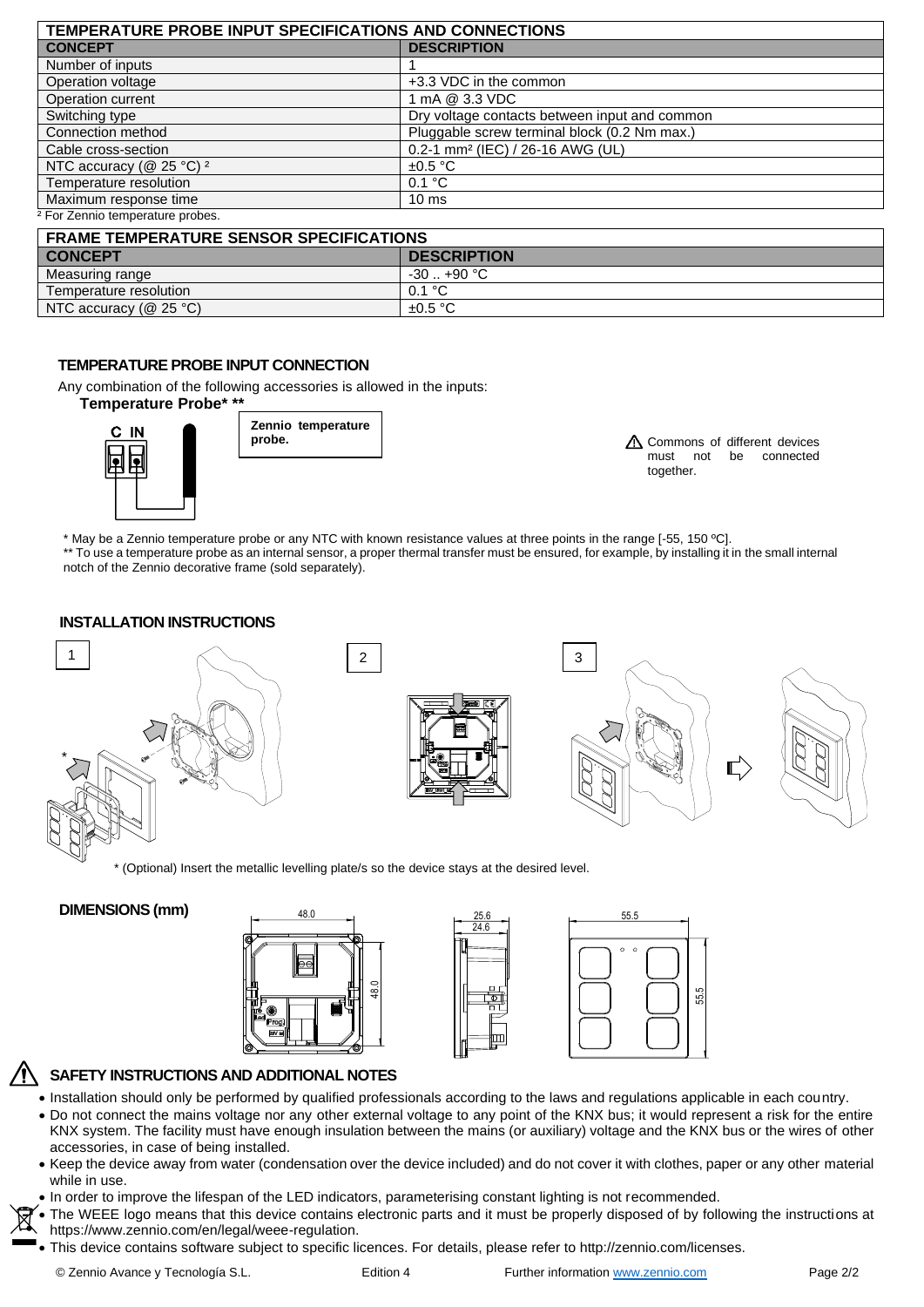| TEMPERATURE PROBE INPUT SPECIFICATIONS AND CONNECTIONS | |
|---|---|
| **CONCEPT** | **DESCRIPTION** |
| Number of inputs | 1 |
| Operation voltage | +3.3 VDC in the common |
| Operation current | 1 mA @ 3.3 VDC |
| Switching type | Dry voltage contacts between input and common |
| Connection method | Pluggable screw terminal block (0.2 Nm max.) |
| Cable cross-section | 0.2-1 mm² (IEC) / 26-16 AWG (UL) |
| NTC accuracy (@ 25 °C) ² | ±0.5 °C |
| Temperature resolution | 0.1 °C |
| Maximum response time | 10 ms |

² For Zennio temperature probes.

| FRAME TEMPERATURE SENSOR SPECIFICATIONS | |
|---|---|
| **CONCEPT** | **DESCRIPTION** |
| Measuring range | -30 .. +90 °C |
| Temperature resolution | 0.1 °C |
| NTC accuracy (@ 25 °C) | ±0.5 °C |

## TEMPERATURE PROBE INPUT CONNECTION

Any combination of the following accessories is allowed in the inputs:

**Temperature Probe\* \*\***

C IN

**Zennio temperature probe.**

⚠ Commons of different devices must not be connected together.

\* May be a Zennio temperature probe or any NTC with known resistance values at three points in the range [-55, 150 ºC].

\*\* To use a temperature probe as an internal sensor, a proper thermal transfer must be ensured, for example, by installing it in the small internal notch of the Zennio decorative frame (sold separately).

## INSTALLATION INSTRUCTIONS

1 2 3

\* (Optional) Insert the metallic levelling plate/s so the device stays at the desired level.

## DIMENSIONS (mm)

48.0

48.0

25.6

24.6

55.5

55.5

## SAFETY INSTRUCTIONS AND ADDITIONAL NOTES

- Installation should only be performed by qualified professionals according to the laws and regulations applicable in each country.
- Do not connect the mains voltage nor any other external voltage to any point of the KNX bus; it would represent a risk for the entire KNX system. The facility must have enough insulation between the mains (or auxiliary) voltage and the KNX bus or the wires of other accessories, in case of being installed.
- Keep the device away from water (condensation over the device included) and do not cover it with clothes, paper or any other material while in use.
- In order to improve the lifespan of the LED indicators, parameterising constant lighting is not recommended.
- The WEEE logo means that this device contains electronic parts and it must be properly disposed of by following the instructions at https://www.zennio.com/en/legal/weee-regulation.
- This device contains software subject to specific licences. For details, please refer to http://zennio.com/licenses.

© Zennio Avance y Tecnología S.L. Edition 4 Further information www.zennio.com